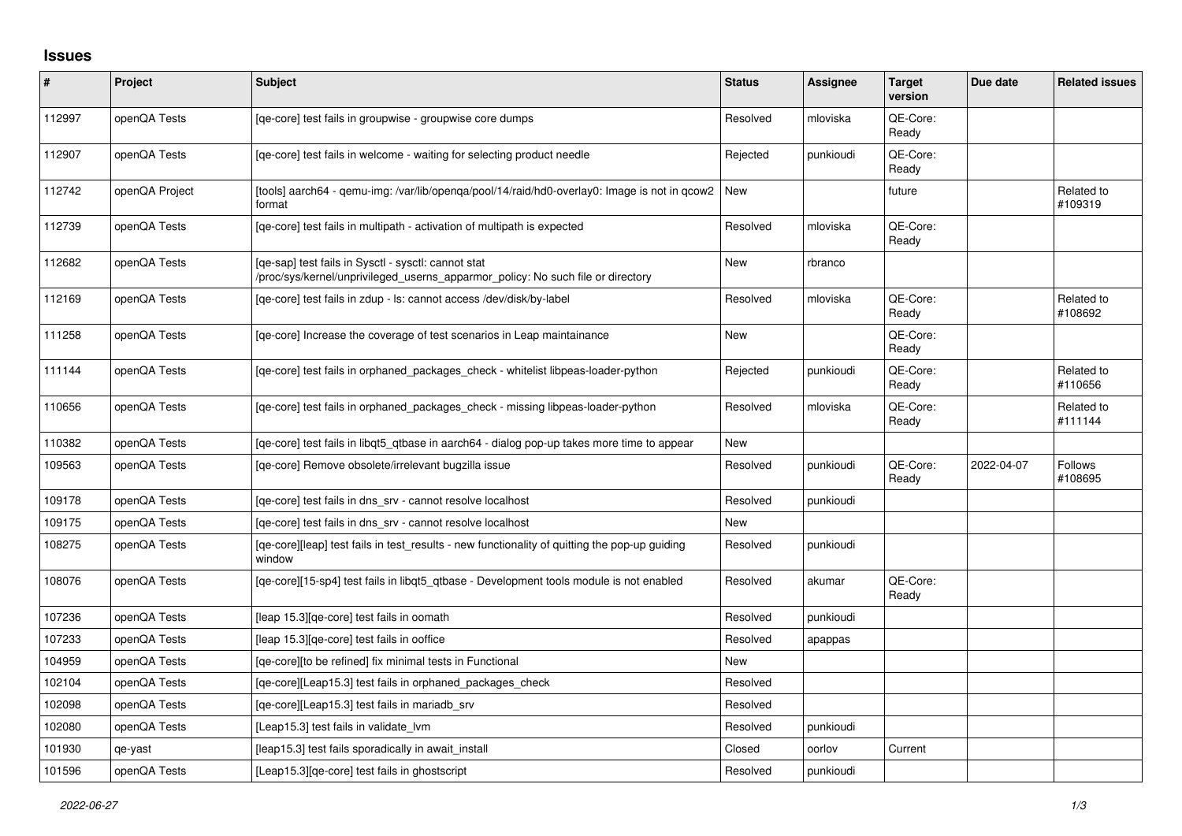## Issues

| # | Project | Subject | Status | Assignee | Target version | Due date | Related issues |
|---|---|---|---|---|---|---|---|
| 112997 | openQA Tests | [qe-core] test fails in groupwise - groupwise core dumps | Resolved | mloviska | QE-Core: Ready | | |
| 112907 | openQA Tests | [qe-core] test fails in welcome - waiting for selecting product needle | Rejected | punkioudi | QE-Core: Ready | | |
| 112742 | openQA Project | [tools] aarch64 - qemu-img: /var/lib/openqa/pool/14/raid/hd0-overlay0: Image is not in qcow2 format | New | | future | | Related to #109319 |
| 112739 | openQA Tests | [qe-core] test fails in multipath - activation of multipath is expected | Resolved | mloviska | QE-Core: Ready | | |
| 112682 | openQA Tests | [qe-sap] test fails in Sysctl - sysctl: cannot stat /proc/sys/kernel/unprivileged_userns_apparmor_policy: No such file or directory | New | rbranco | | | |
| 112169 | openQA Tests | [qe-core] test fails in zdup - ls: cannot access /dev/disk/by-label | Resolved | mloviska | QE-Core: Ready | | Related to #108692 |
| 111258 | openQA Tests | [qe-core] Increase the coverage of test scenarios in Leap maintainance | New | | QE-Core: Ready | | |
| 111144 | openQA Tests | [qe-core] test fails in orphaned_packages_check - whitelist libpeas-loader-python | Rejected | punkioudi | QE-Core: Ready | | Related to #110656 |
| 110656 | openQA Tests | [qe-core] test fails in orphaned_packages_check - missing libpeas-loader-python | Resolved | mloviska | QE-Core: Ready | | Related to #111144 |
| 110382 | openQA Tests | [qe-core] test fails in libqt5_qtbase in aarch64 - dialog pop-up takes more time to appear | New | | | | |
| 109563 | openQA Tests | [qe-core] Remove obsolete/irrelevant bugzilla issue | Resolved | punkioudi | QE-Core: Ready | 2022-04-07 | Follows #108695 |
| 109178 | openQA Tests | [qe-core] test fails in dns_srv - cannot resolve localhost | Resolved | punkioudi | | | |
| 109175 | openQA Tests | [qe-core] test fails in dns_srv - cannot resolve localhost | New | | | | |
| 108275 | openQA Tests | [qe-core][leap] test fails in test_results - new functionality of quitting the pop-up guiding window | Resolved | punkioudi | | | |
| 108076 | openQA Tests | [qe-core][15-sp4] test fails in libqt5_qtbase - Development tools module is not enabled | Resolved | akumar | QE-Core: Ready | | |
| 107236 | openQA Tests | [leap 15.3][qe-core] test fails in oomath | Resolved | punkioudi | | | |
| 107233 | openQA Tests | [leap 15.3][qe-core] test fails in ooffice | Resolved | apappas | | | |
| 104959 | openQA Tests | [qe-core][to be refined] fix minimal tests in Functional | New | | | | |
| 102104 | openQA Tests | [qe-core][Leap15.3] test fails in orphaned_packages_check | Resolved | | | | |
| 102098 | openQA Tests | [qe-core][Leap15.3] test fails in mariadb_srv | Resolved | | | | |
| 102080 | openQA Tests | [Leap15.3] test fails in validate_lvm | Resolved | punkioudi | | | |
| 101930 | qe-yast | [leap15.3] test fails sporadically in await_install | Closed | oorlov | Current | | |
| 101596 | openQA Tests | [Leap15.3][qe-core] test fails in ghostscript | Resolved | punkioudi | | | |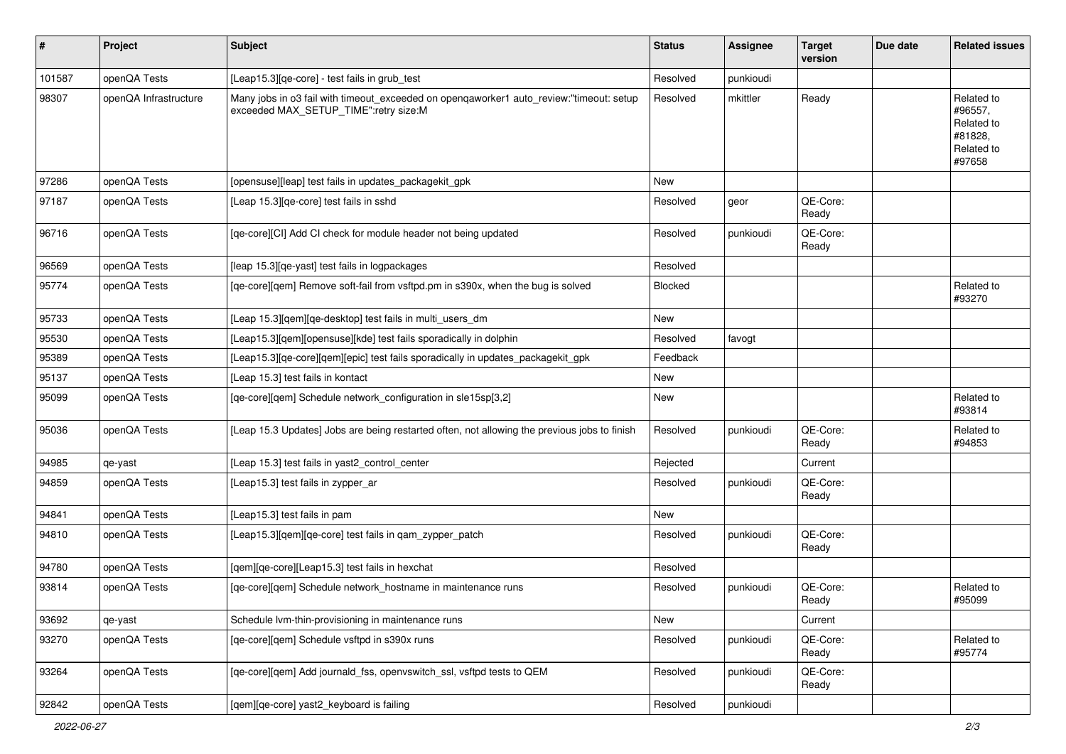| # | Project | Subject | Status | Assignee | Target version | Due date | Related issues |
|---|---|---|---|---|---|---|---|
| 101587 | openQA Tests | [Leap15.3][qe-core] - test fails in grub_test | Resolved | punkioudi | | | |
| 98307 | openQA Infrastructure | Many jobs in o3 fail with timeout_exceeded on openqaworker1 auto_review:"timeout: setup exceeded MAX_SETUP_TIME":retry size:M | Resolved | mkittler | Ready | | Related to #96557, Related to #81828, Related to #97658 |
| 97286 | openQA Tests | [opensuse][leap] test fails in updates_packagekit_gpk | New | | | | |
| 97187 | openQA Tests | [Leap 15.3][qe-core] test fails in sshd | Resolved | geor | QE-Core: Ready | | |
| 96716 | openQA Tests | [qe-core][CI] Add CI check for module header not being updated | Resolved | punkioudi | QE-Core: Ready | | |
| 96569 | openQA Tests | [leap 15.3][qe-yast] test fails in logpackages | Resolved | | | | |
| 95774 | openQA Tests | [qe-core][qem] Remove soft-fail from vsftpd.pm in s390x, when the bug is solved | Blocked | | | | Related to #93270 |
| 95733 | openQA Tests | [Leap 15.3][qem][qe-desktop] test fails in multi_users_dm | New | | | | |
| 95530 | openQA Tests | [Leap15.3][qem][opensuse][kde] test fails sporadically in dolphin | Resolved | favogt | | | |
| 95389 | openQA Tests | [Leap15.3][qe-core][qem][epic] test fails sporadically in updates_packagekit_gpk | Feedback | | | | |
| 95137 | openQA Tests | [Leap 15.3] test fails in kontact | New | | | | |
| 95099 | openQA Tests | [qe-core][qem] Schedule network_configuration in sle15sp[3,2] | New | | | | Related to #93814 |
| 95036 | openQA Tests | [Leap 15.3 Updates] Jobs are being restarted often, not allowing the previous jobs to finish | Resolved | punkioudi | QE-Core: Ready | | Related to #94853 |
| 94985 | qe-yast | [Leap 15.3] test fails in yast2_control_center | Rejected | | Current | | |
| 94859 | openQA Tests | [Leap15.3] test fails in zypper_ar | Resolved | punkioudi | QE-Core: Ready | | |
| 94841 | openQA Tests | [Leap15.3] test fails in pam | New | | | | |
| 94810 | openQA Tests | [Leap15.3][qem][qe-core] test fails in qam_zypper_patch | Resolved | punkioudi | QE-Core: Ready | | |
| 94780 | openQA Tests | [qem][qe-core][Leap15.3] test fails in hexchat | Resolved | | | | |
| 93814 | openQA Tests | [qe-core][qem] Schedule network_hostname in maintenance runs | Resolved | punkioudi | QE-Core: Ready | | Related to #95099 |
| 93692 | qe-yast | Schedule lvm-thin-provisioning in maintenance runs | New | | Current | | |
| 93270 | openQA Tests | [qe-core][qem] Schedule vsftpd in s390x runs | Resolved | punkioudi | QE-Core: Ready | | Related to #95774 |
| 93264 | openQA Tests | [qe-core][qem] Add journald_fss, openvswitch_ssl, vsftpd tests to QEM | Resolved | punkioudi | QE-Core: Ready | | |
| 92842 | openQA Tests | [qem][qe-core] yast2_keyboard is failing | Resolved | punkioudi | | | |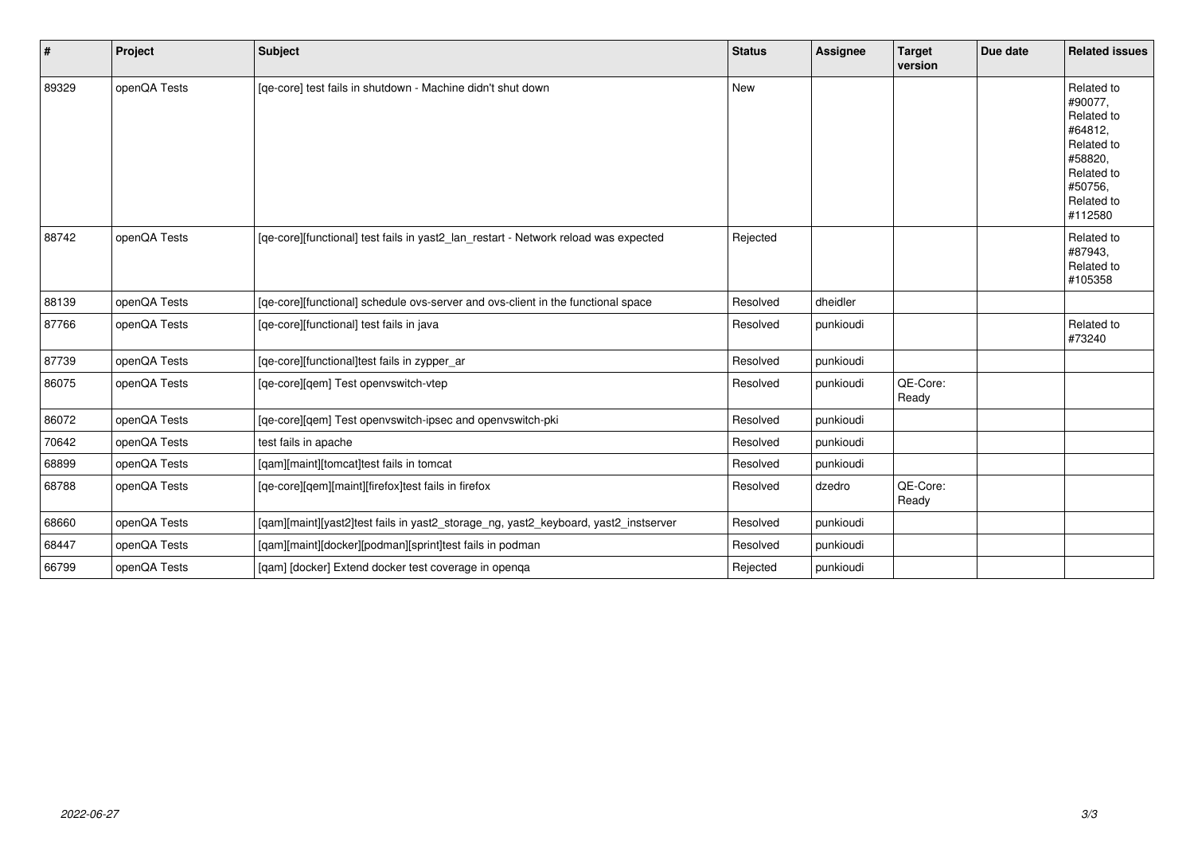| # | Project | Subject | Status | Assignee | Target version | Due date | Related issues |
|---|---|---|---|---|---|---|---|
| 89329 | openQA Tests | [qe-core] test fails in shutdown - Machine didn't shut down | New | | | | Related to #90077, Related to #64812, Related to #58820, Related to #50756, Related to #112580 |
| 88742 | openQA Tests | [qe-core][functional] test fails in yast2_lan_restart - Network reload was expected | Rejected | | | | Related to #87943, Related to #105358 |
| 88139 | openQA Tests | [qe-core][functional] schedule ovs-server and ovs-client in the functional space | Resolved | dheidler | | | |
| 87766 | openQA Tests | [qe-core][functional] test fails in java | Resolved | punkioudi | | | Related to #73240 |
| 87739 | openQA Tests | [qe-core][functional]test fails in zypper_ar | Resolved | punkioudi | | | |
| 86075 | openQA Tests | [qe-core][qem] Test openvswitch-vtep | Resolved | punkioudi | QE-Core: Ready | | |
| 86072 | openQA Tests | [qe-core][qem] Test openvswitch-ipsec and openvswitch-pki | Resolved | punkioudi | | | |
| 70642 | openQA Tests | test fails in apache | Resolved | punkioudi | | | |
| 68899 | openQA Tests | [qam][maint][tomcat]test fails in tomcat | Resolved | punkioudi | | | |
| 68788 | openQA Tests | [qe-core][qem][maint][firefox]test fails in firefox | Resolved | dzedro | QE-Core: Ready | | |
| 68660 | openQA Tests | [qam][maint][yast2]test fails in yast2_storage_ng, yast2_keyboard, yast2_instserver | Resolved | punkioudi | | | |
| 68447 | openQA Tests | [qam][maint][docker][podman][sprint]test fails in podman | Resolved | punkioudi | | | |
| 66799 | openQA Tests | [qam] [docker] Extend docker test coverage in openqa | Rejected | punkioudi | | | |